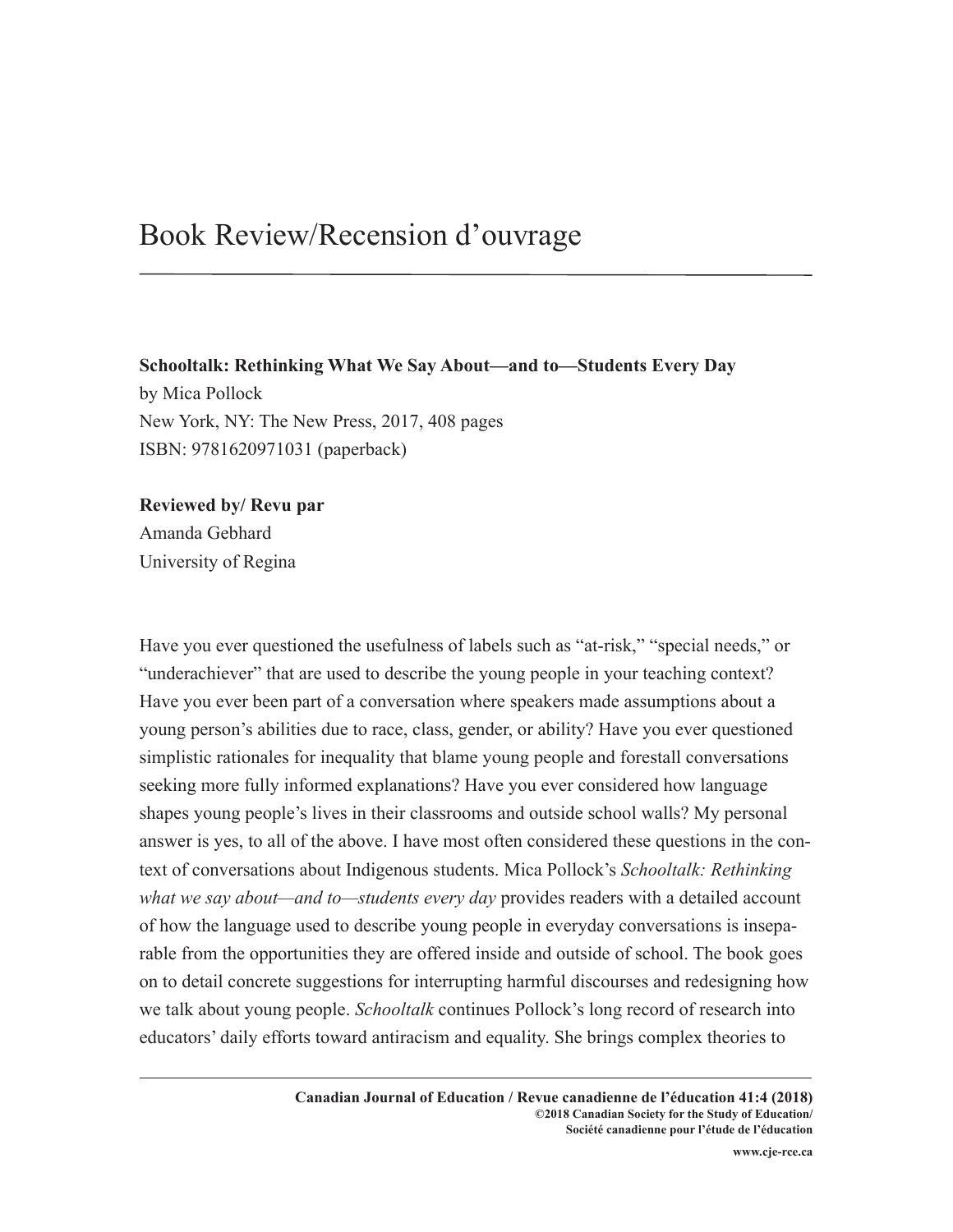# Book Review/Recension d'ouvrage

**Schooltalk: Rethinking What We Say About—and to—Students Every Day**
by Mica Pollock
New York, NY: The New Press, 2017, 408 pages
ISBN: 9781620971031 (paperback)

**Reviewed by/ Revu par**
Amanda Gebhard
University of Regina

Have you ever questioned the usefulness of labels such as "at-risk," "special needs," or "underachiever" that are used to describe the young people in your teaching context? Have you ever been part of a conversation where speakers made assumptions about a young person's abilities due to race, class, gender, or ability? Have you ever questioned simplistic rationales for inequality that blame young people and forestall conversations seeking more fully informed explanations? Have you ever considered how language shapes young people's lives in their classrooms and outside school walls? My personal answer is yes, to all of the above. I have most often considered these questions in the context of conversations about Indigenous students. Mica Pollock's *Schooltalk: Rethinking what we say about—and to—students every day* provides readers with a detailed account of how the language used to describe young people in everyday conversations is inseparable from the opportunities they are offered inside and outside of school. The book goes on to detail concrete suggestions for interrupting harmful discourses and redesigning how we talk about young people. *Schooltalk* continues Pollock's long record of research into educators' daily efforts toward antiracism and equality. She brings complex theories to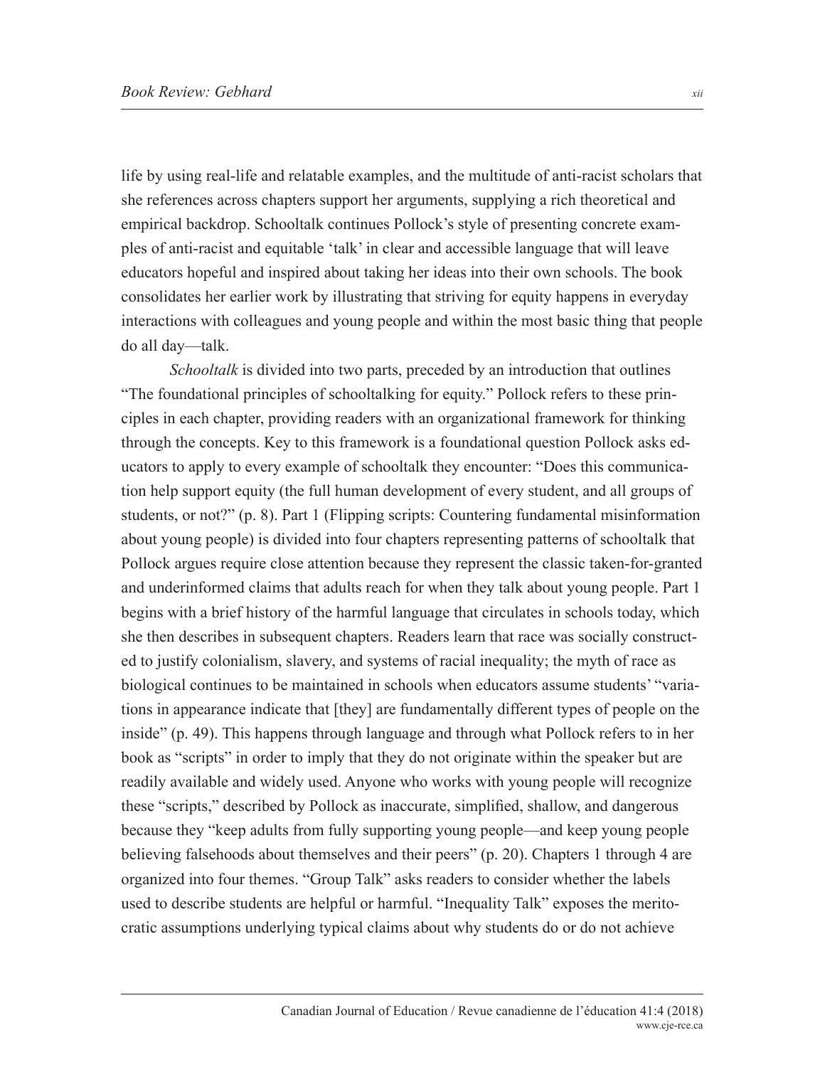life by using real-life and relatable examples, and the multitude of anti-racist scholars that she references across chapters support her arguments, supplying a rich theoretical and empirical backdrop. Schooltalk continues Pollock's style of presenting concrete examples of anti-racist and equitable 'talk' in clear and accessible language that will leave educators hopeful and inspired about taking her ideas into their own schools. The book consolidates her earlier work by illustrating that striving for equity happens in everyday interactions with colleagues and young people and within the most basic thing that people do all day—talk.

*Schooltalk* is divided into two parts, preceded by an introduction that outlines "The foundational principles of schooltalking for equity." Pollock refers to these principles in each chapter, providing readers with an organizational framework for thinking through the concepts. Key to this framework is a foundational question Pollock asks educators to apply to every example of schooltalk they encounter: "Does this communication help support equity (the full human development of every student, and all groups of students, or not?" (p. 8). Part 1 (Flipping scripts: Countering fundamental misinformation about young people) is divided into four chapters representing patterns of schooltalk that Pollock argues require close attention because they represent the classic taken-for-granted and underinformed claims that adults reach for when they talk about young people. Part 1 begins with a brief history of the harmful language that circulates in schools today, which she then describes in subsequent chapters. Readers learn that race was socially constructed to justify colonialism, slavery, and systems of racial inequality; the myth of race as biological continues to be maintained in schools when educators assume students' "variations in appearance indicate that [they] are fundamentally different types of people on the inside" (p. 49). This happens through language and through what Pollock refers to in her book as "scripts" in order to imply that they do not originate within the speaker but are readily available and widely used. Anyone who works with young people will recognize these "scripts," described by Pollock as inaccurate, simplified, shallow, and dangerous because they "keep adults from fully supporting young people—and keep young people believing falsehoods about themselves and their peers" (p. 20). Chapters 1 through 4 are organized into four themes. "Group Talk" asks readers to consider whether the labels used to describe students are helpful or harmful. "Inequality Talk" exposes the meritocratic assumptions underlying typical claims about why students do or do not achieve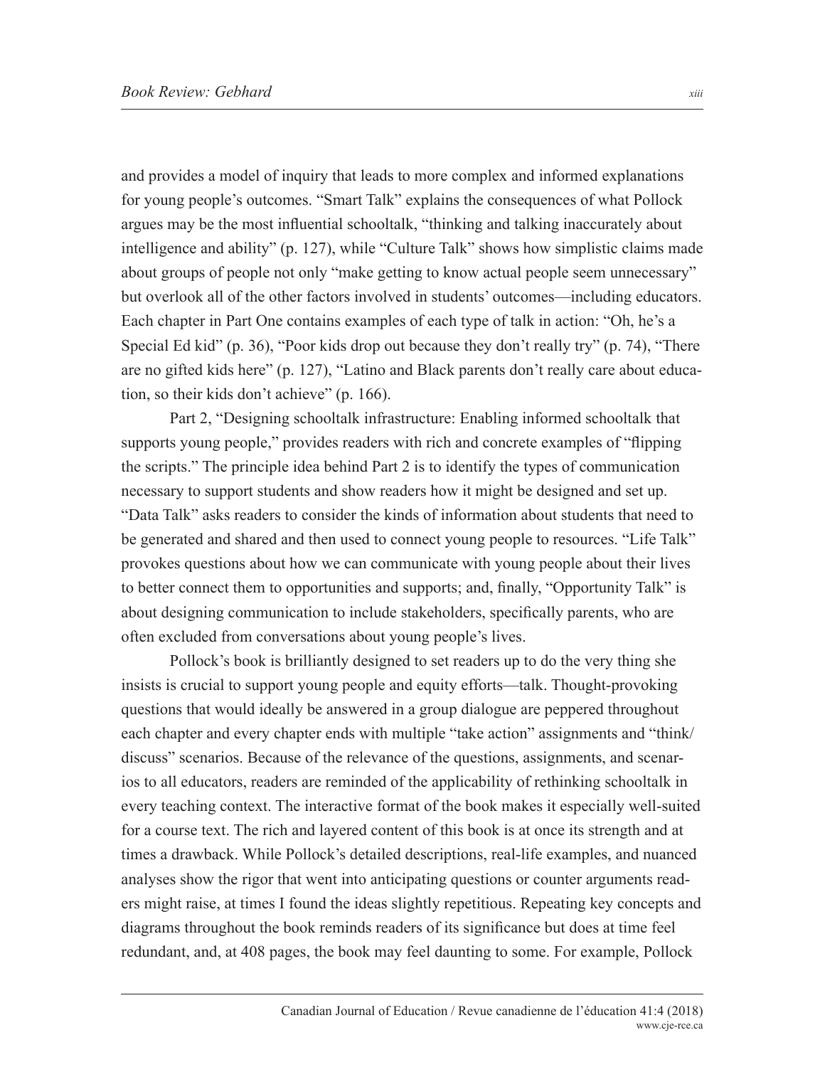and provides a model of inquiry that leads to more complex and informed explanations for young people's outcomes. "Smart Talk" explains the consequences of what Pollock argues may be the most influential schooltalk, "thinking and talking inaccurately about intelligence and ability" (p. 127), while "Culture Talk" shows how simplistic claims made about groups of people not only "make getting to know actual people seem unnecessary" but overlook all of the other factors involved in students' outcomes—including educators. Each chapter in Part One contains examples of each type of talk in action: "Oh, he's a Special Ed kid" (p. 36), "Poor kids drop out because they don't really try" (p. 74), "There are no gifted kids here" (p. 127), "Latino and Black parents don't really care about education, so their kids don't achieve" (p. 166).

Part 2, "Designing schooltalk infrastructure: Enabling informed schooltalk that supports young people," provides readers with rich and concrete examples of "flipping the scripts." The principle idea behind Part 2 is to identify the types of communication necessary to support students and show readers how it might be designed and set up. "Data Talk" asks readers to consider the kinds of information about students that need to be generated and shared and then used to connect young people to resources. "Life Talk" provokes questions about how we can communicate with young people about their lives to better connect them to opportunities and supports; and, finally, "Opportunity Talk" is about designing communication to include stakeholders, specifically parents, who are often excluded from conversations about young people's lives.

Pollock's book is brilliantly designed to set readers up to do the very thing she insists is crucial to support young people and equity efforts—talk. Thought-provoking questions that would ideally be answered in a group dialogue are peppered throughout each chapter and every chapter ends with multiple "take action" assignments and "think/discuss" scenarios. Because of the relevance of the questions, assignments, and scenarios to all educators, readers are reminded of the applicability of rethinking schooltalk in every teaching context. The interactive format of the book makes it especially well-suited for a course text. The rich and layered content of this book is at once its strength and at times a drawback. While Pollock's detailed descriptions, real-life examples, and nuanced analyses show the rigor that went into anticipating questions or counter arguments readers might raise, at times I found the ideas slightly repetitious. Repeating key concepts and diagrams throughout the book reminds readers of its significance but does at time feel redundant, and, at 408 pages, the book may feel daunting to some. For example, Pollock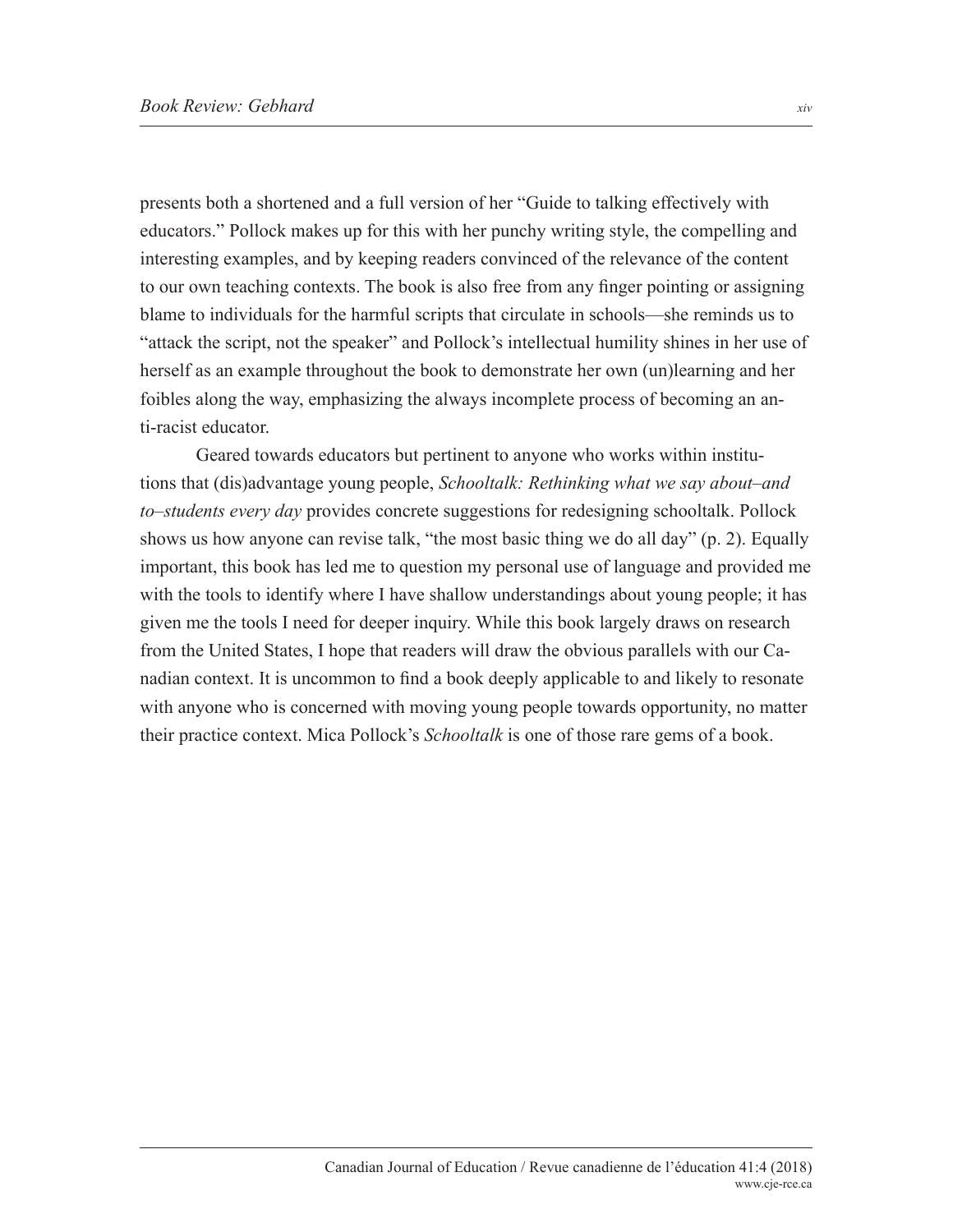presents both a shortened and a full version of her "Guide to talking effectively with educators." Pollock makes up for this with her punchy writing style, the compelling and interesting examples, and by keeping readers convinced of the relevance of the content to our own teaching contexts. The book is also free from any finger pointing or assigning blame to individuals for the harmful scripts that circulate in schools—she reminds us to "attack the script, not the speaker" and Pollock's intellectual humility shines in her use of herself as an example throughout the book to demonstrate her own (un)learning and her foibles along the way, emphasizing the always incomplete process of becoming an anti-racist educator.

Geared towards educators but pertinent to anyone who works within institutions that (dis)advantage young people, *Schooltalk: Rethinking what we say about–and to–students every day* provides concrete suggestions for redesigning schooltalk. Pollock shows us how anyone can revise talk, "the most basic thing we do all day" (p. 2). Equally important, this book has led me to question my personal use of language and provided me with the tools to identify where I have shallow understandings about young people; it has given me the tools I need for deeper inquiry. While this book largely draws on research from the United States, I hope that readers will draw the obvious parallels with our Canadian context. It is uncommon to find a book deeply applicable to and likely to resonate with anyone who is concerned with moving young people towards opportunity, no matter their practice context. Mica Pollock's *Schooltalk* is one of those rare gems of a book.